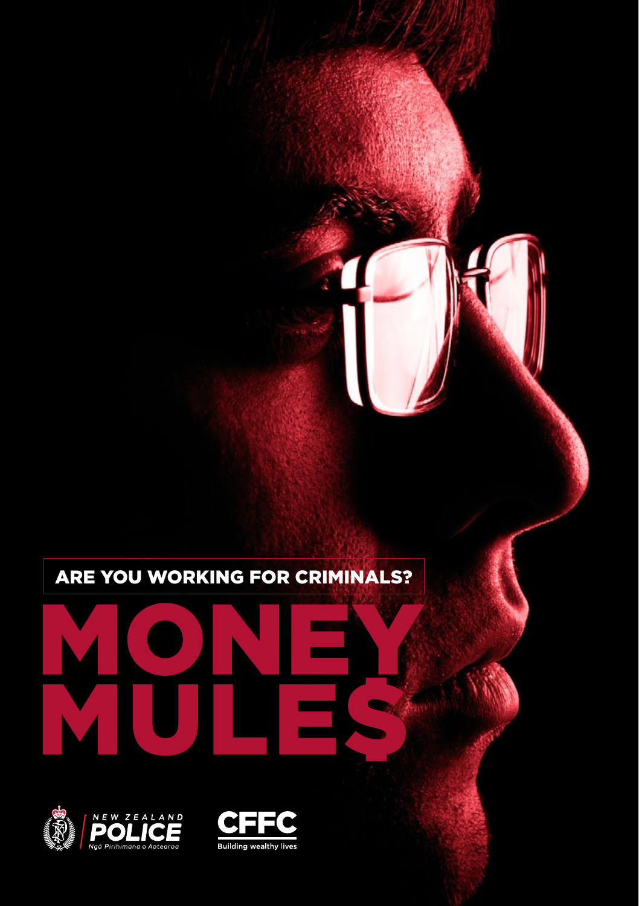ARE YOU WORKING FOR CRIMINALS?

# MONEY MULE$

NEW ZEALAND POLICE
Ngā Pirihimana o Aotearoa

CFFC
Building wealthy lives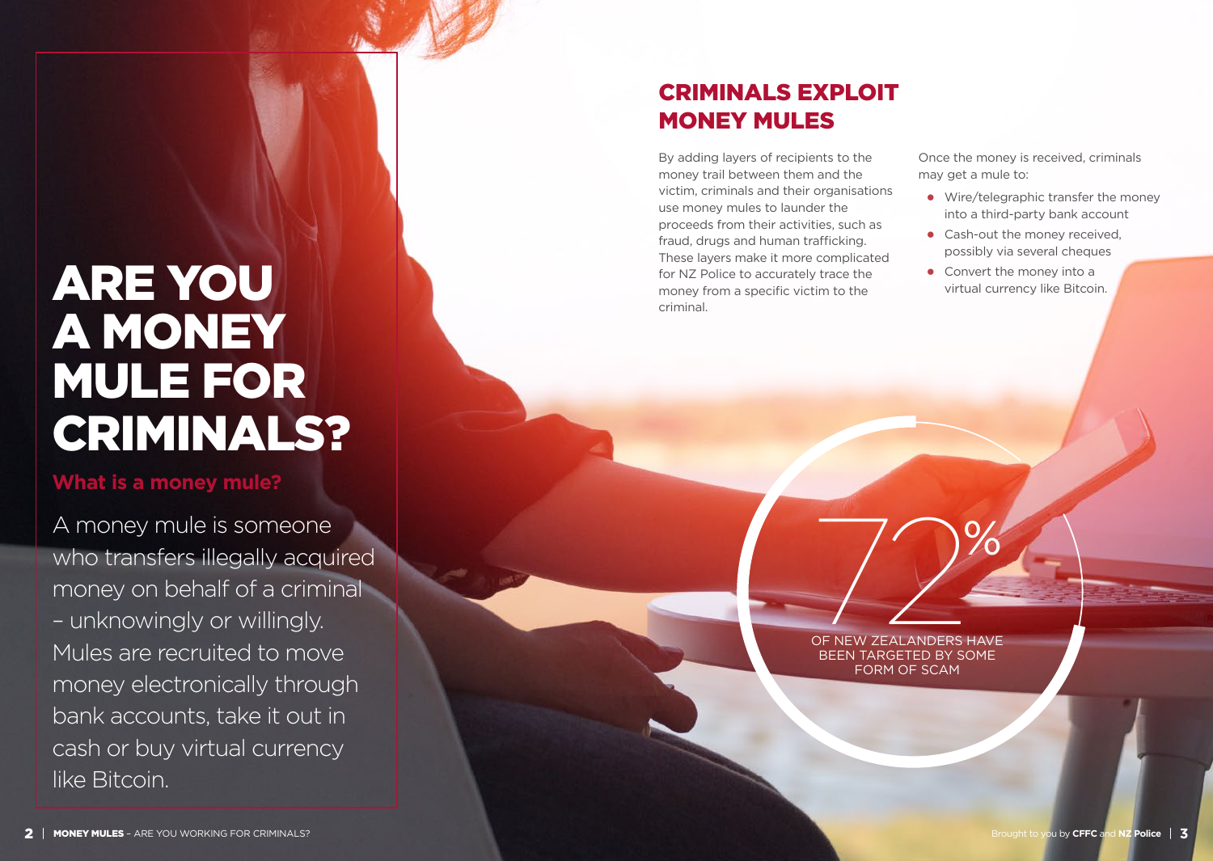# ARE YOU A MONEY MULE FOR CRIMINALS?

## What is a money mule?

A money mule is someone who transfers illegally acquired money on behalf of a criminal – unknowingly or willingly. Mules are recruited to move money electronically through bank accounts, take it out in cash or buy virtual currency like Bitcoin.

## CRIMINALS EXPLOIT MONEY MULES

By adding layers of recipients to the money trail between them and the victim, criminals and their organisations use money mules to launder the proceeds from their activities, such as fraud, drugs and human trafficking. These layers make it more complicated for NZ Police to accurately trace the money from a specific victim to the criminal.

Once the money is received, criminals may get a mule to:

- Wire/telegraphic transfer the money into a third-party bank account
- Cash-out the money received, possibly via several cheques
- Convert the money into a virtual currency like Bitcoin.

**72%** OF NEW ZEALANDERS HAVE BEEN TARGETED BY SOME FORM OF SCAM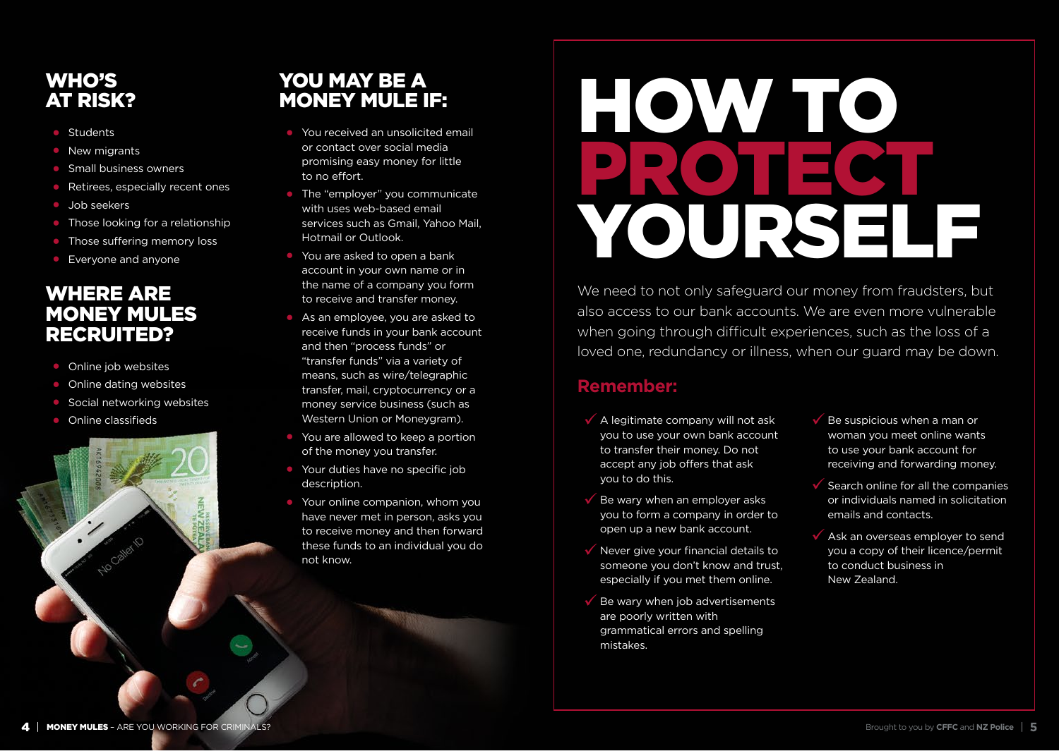## WHO'S AT RISK?

- Students
- New migrants
- Small business owners
- Retirees, especially recent ones
- Job seekers
- Those looking for a relationship
- Those suffering memory loss
- Everyone and anyone

## WHERE ARE MONEY MULES RECRUITED?

- Online job websites
- Online dating websites
- Social networking websites
- Online classifieds

## YOU MAY BE A MONEY MULE IF:

- You received an unsolicited email or contact over social media promising easy money for little to no effort.
- The "employer" you communicate with uses web-based email services such as Gmail, Yahoo Mail, Hotmail or Outlook.
- You are asked to open a bank account in your own name or in the name of a company you form to receive and transfer money.
- As an employee, you are asked to receive funds in your bank account and then "process funds" or "transfer funds" via a variety of means, such as wire/telegraphic transfer, mail, cryptocurrency or a money service business (such as Western Union or Moneygram).
- You are allowed to keep a portion of the money you transfer.
- Your duties have no specific job description.
- Your online companion, whom you have never met in person, asks you to receive money and then forward these funds to an individual you do not know.

# HOW TO PROTECT YOURSELF

We need to not only safeguard our money from fraudsters, but also access to our bank accounts. We are even more vulnerable when going through difficult experiences, such as the loss of a loved one, redundancy or illness, when our guard may be down.

### Remember:

- ✓ A legitimate company will not ask you to use your own bank account to transfer their money. Do not accept any job offers that ask you to do this.
- ✓ Be wary when an employer asks you to form a company in order to open up a new bank account.
- ✓ Never give your financial details to someone you don't know and trust, especially if you met them online.
- ✓ Be wary when job advertisements are poorly written with grammatical errors and spelling mistakes.
- ✓ Be suspicious when a man or woman you meet online wants to use your bank account for receiving and forwarding money.
- ✓ Search online for all the companies or individuals named in solicitation emails and contacts.
- ✓ Ask an overseas employer to send you a copy of their licence/permit to conduct business in New Zealand.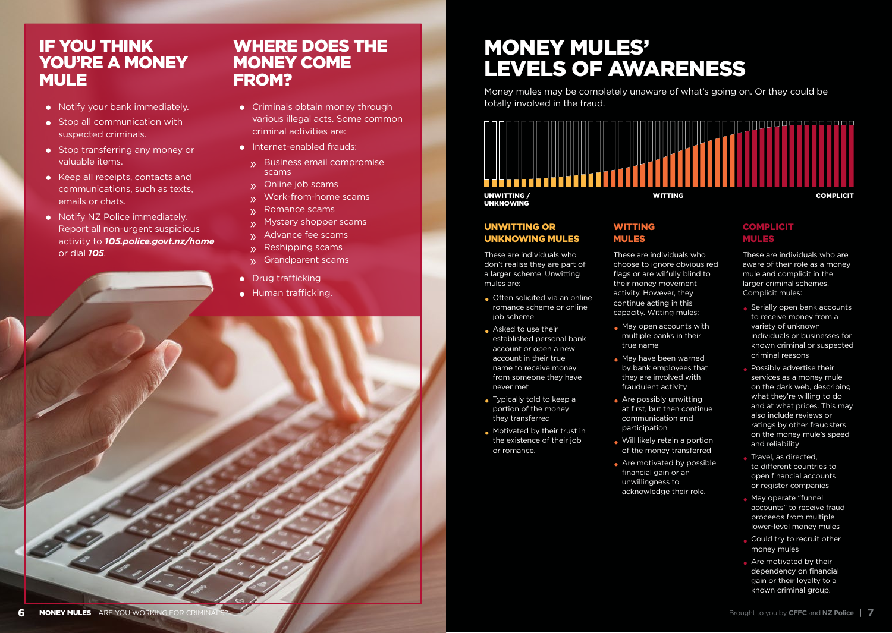## IF YOU THINK YOU'RE A MONEY MULE

- Notify your bank immediately.
- Stop all communication with suspected criminals.
- Stop transferring any money or valuable items.
- Keep all receipts, contacts and communications, such as texts, emails or chats.
- Notify NZ Police immediately. Report all non-urgent suspicious activity to ***105.police.govt.nz/home*** or dial ***105***.

## WHERE DOES THE MONEY COME FROM?

- Criminals obtain money through various illegal acts. Some common criminal activities are:
- Internet-enabled frauds:
  - Business email compromise scams
  - Online job scams
  - Work-from-home scams
  - Romance scams
  - Mystery shopper scams
  - Advance fee scams
  - Reshipping scams
  - Grandparent scams
- Drug trafficking
- Human trafficking.

# MONEY MULES' LEVELS OF AWARENESS

Money mules may be completely unaware of what's going on. Or they could be totally involved in the fraud.

UNWITTING / UNKNOWING — WITTING — COMPLICIT

### UNWITTING OR UNKNOWING MULES

These are individuals who don't realise they are part of a larger scheme. Unwitting mules are:

- Often solicited via an online romance scheme or online job scheme
- Asked to use their established personal bank account or open a new account in their true name to receive money from someone they have never met
- Typically told to keep a portion of the money they transferred
- Motivated by their trust in the existence of their job or romance.

### WITTING MULES

These are individuals who choose to ignore obvious red flags or are wilfully blind to their money movement activity. However, they continue acting in this capacity. Witting mules:

- May open accounts with multiple banks in their true name
- May have been warned by bank employees that they are involved with fraudulent activity
- Are possibly unwitting at first, but then continue communication and participation
- Will likely retain a portion of the money transferred
- Are motivated by possible financial gain or an unwillingness to acknowledge their role.

### COMPLICIT MULES

These are individuals who are aware of their role as a money mule and complicit in the larger criminal schemes. Complicit mules:

- Serially open bank accounts to receive money from a variety of unknown individuals or businesses for known criminal or suspected criminal reasons
- Possibly advertise their services as a money mule on the dark web, describing what they're willing to do and at what prices. This may also include reviews or ratings by other fraudsters on the money mule's speed and reliability
- Travel, as directed, to different countries to open financial accounts or register companies
- May operate "funnel accounts" to receive fraud proceeds from multiple lower-level money mules
- Could try to recruit other money mules
- Are motivated by their dependency on financial gain or their loyalty to a known criminal group.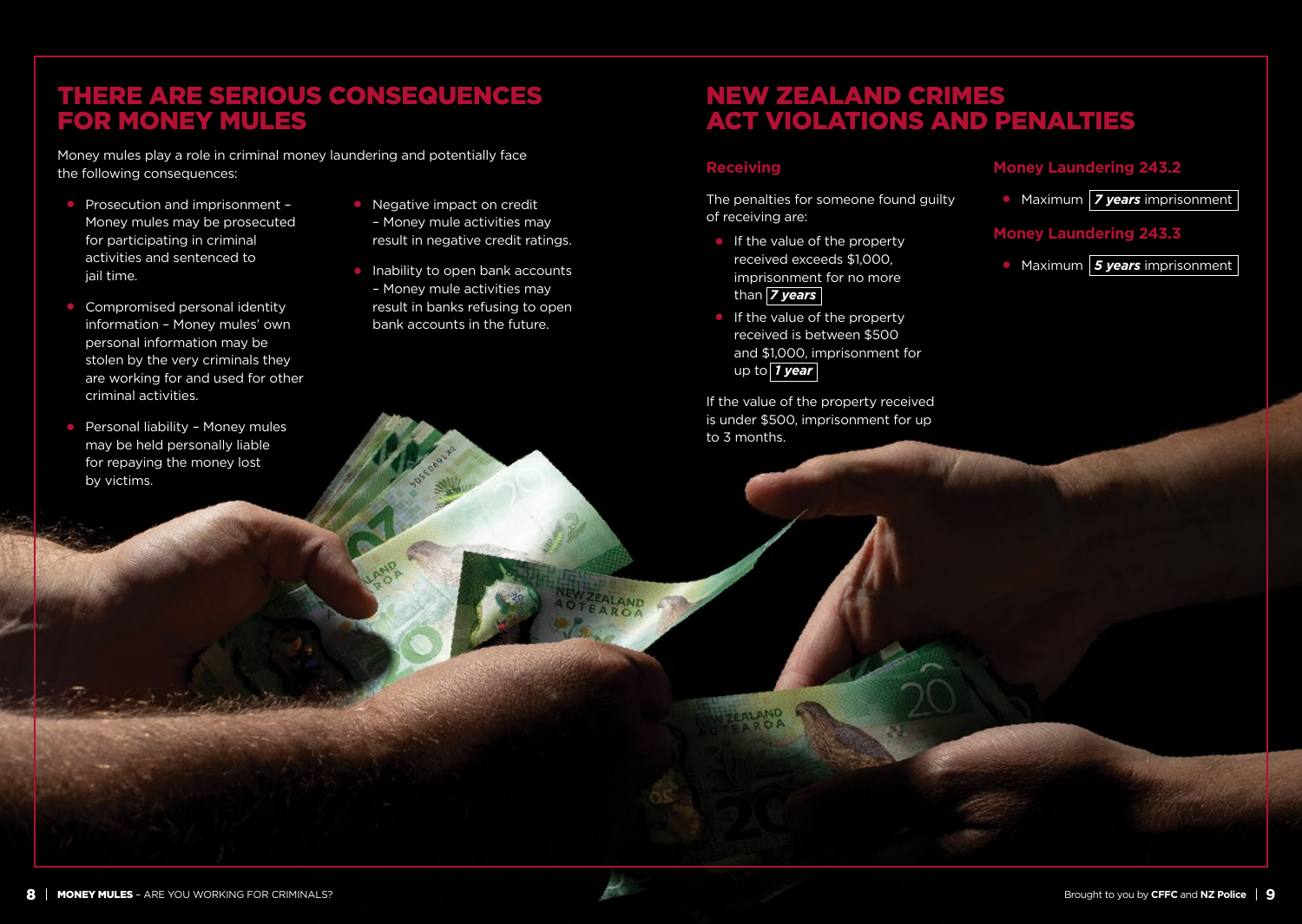# THERE ARE SERIOUS CONSEQUENCES FOR MONEY MULES

Money mules play a role in criminal money laundering and potentially face the following consequences:

- Prosecution and imprisonment – Money mules may be prosecuted for participating in criminal activities and sentenced to jail time.
- Compromised personal identity information – Money mules' own personal information may be stolen by the very criminals they are working for and used for other criminal activities.
- Personal liability – Money mules may be held personally liable for repaying the money lost by victims.
- Negative impact on credit – Money mule activities may result in negative credit ratings.
- Inability to open bank accounts – Money mule activities may result in banks refusing to open bank accounts in the future.

# NEW ZEALAND CRIMES ACT VIOLATIONS AND PENALTIES

## Receiving

The penalties for someone found guilty of receiving are:

- If the value of the property received exceeds $1,000, imprisonment for no more than ***7 years***
- If the value of the property received is between $500 and $1,000, imprisonment for up to ***1 year***

If the value of the property received is under $500, imprisonment for up to 3 months.

## Money Laundering 243.2

- Maximum ***7 years*** imprisonment

## Money Laundering 243.3

- Maximum ***5 years*** imprisonment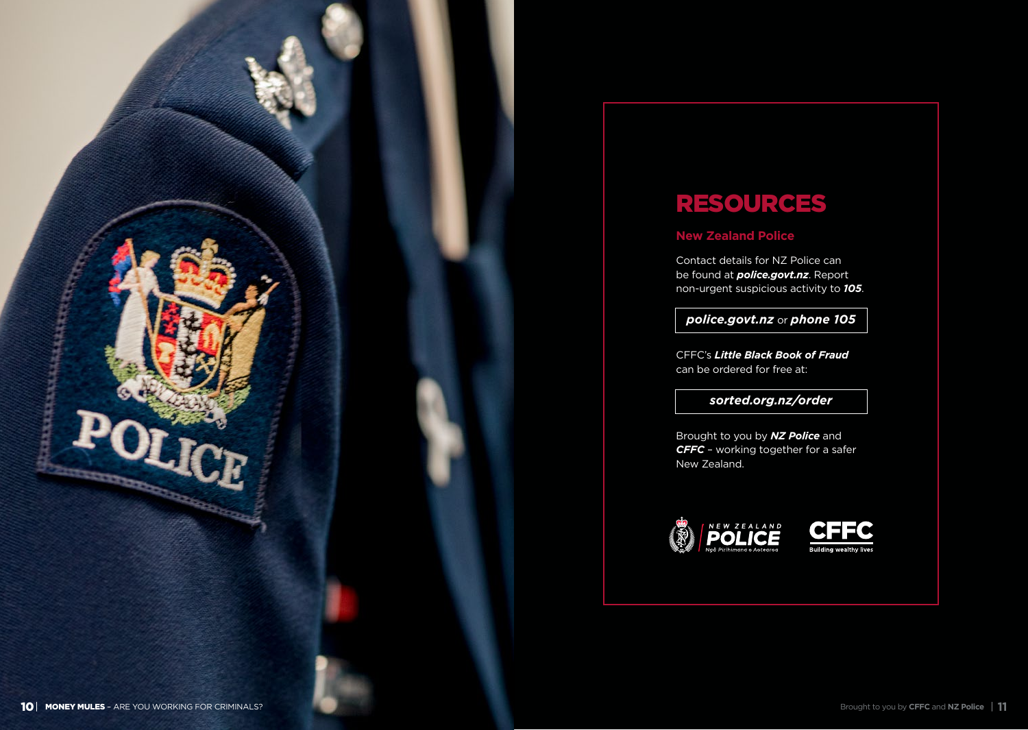# RESOURCES

## New Zealand Police

Contact details for NZ Police can be found at ***police.govt.nz***. Report non-urgent suspicious activity to ***105***.

***police.govt.nz*** or ***phone 105***

CFFC's ***Little Black Book of Fraud*** can be ordered for free at:

***sorted.org.nz/order***

Brought to you by ***NZ Police*** and ***CFFC*** – working together for a safer New Zealand.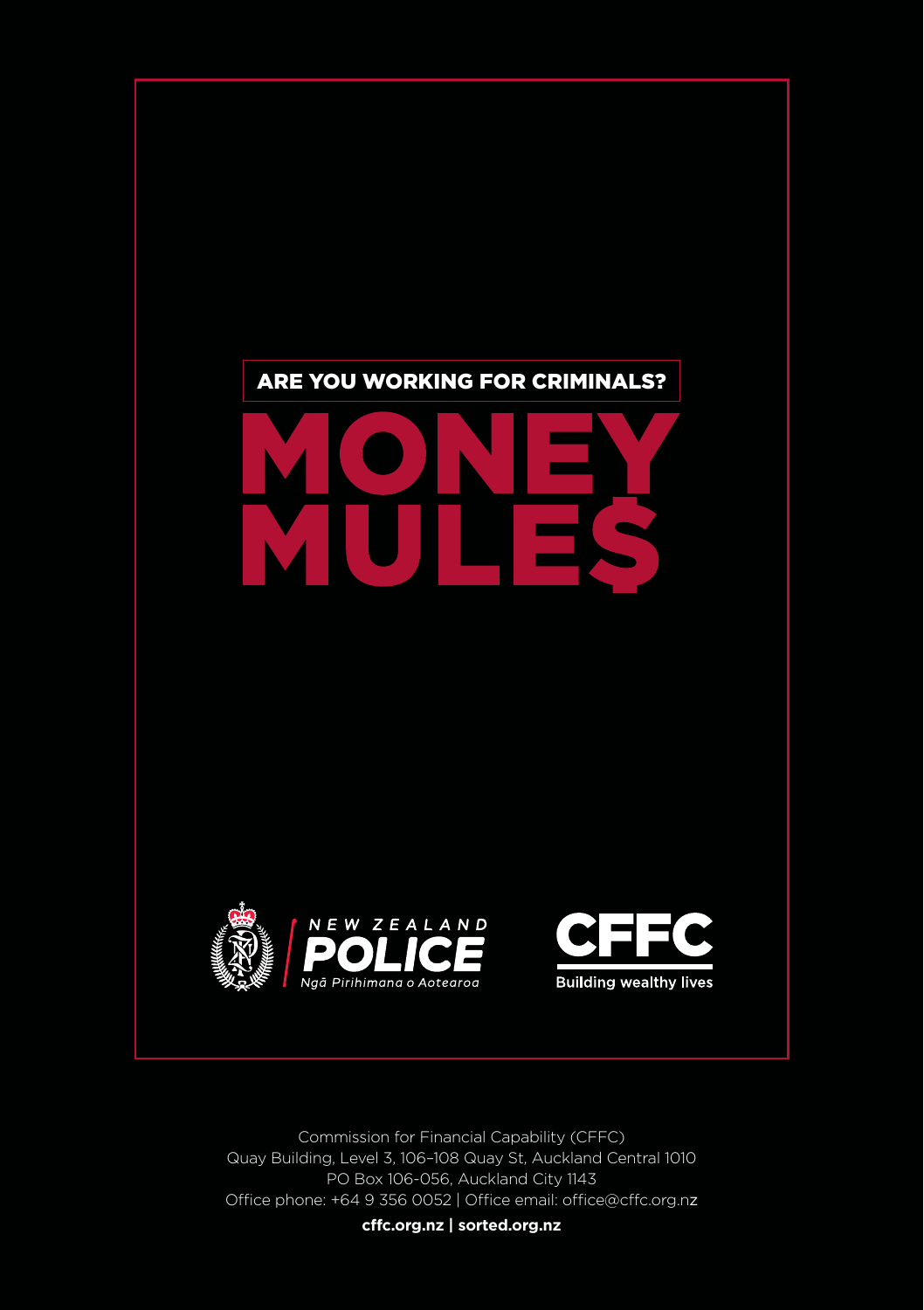ARE YOU WORKING FOR CRIMINALS?

# MONEY MULE$

NEW ZEALAND POLICE
Ngā Pirihimana o Aotearoa

CFFC
Building wealthy lives

Commission for Financial Capability (CFFC)
Quay Building, Level 3, 106–108 Quay St, Auckland Central 1010
PO Box 106-056, Auckland City 1143
Office phone: +64 9 356 0052 | Office email: office@cffc.org.nz

**cffc.org.nz | sorted.org.nz**